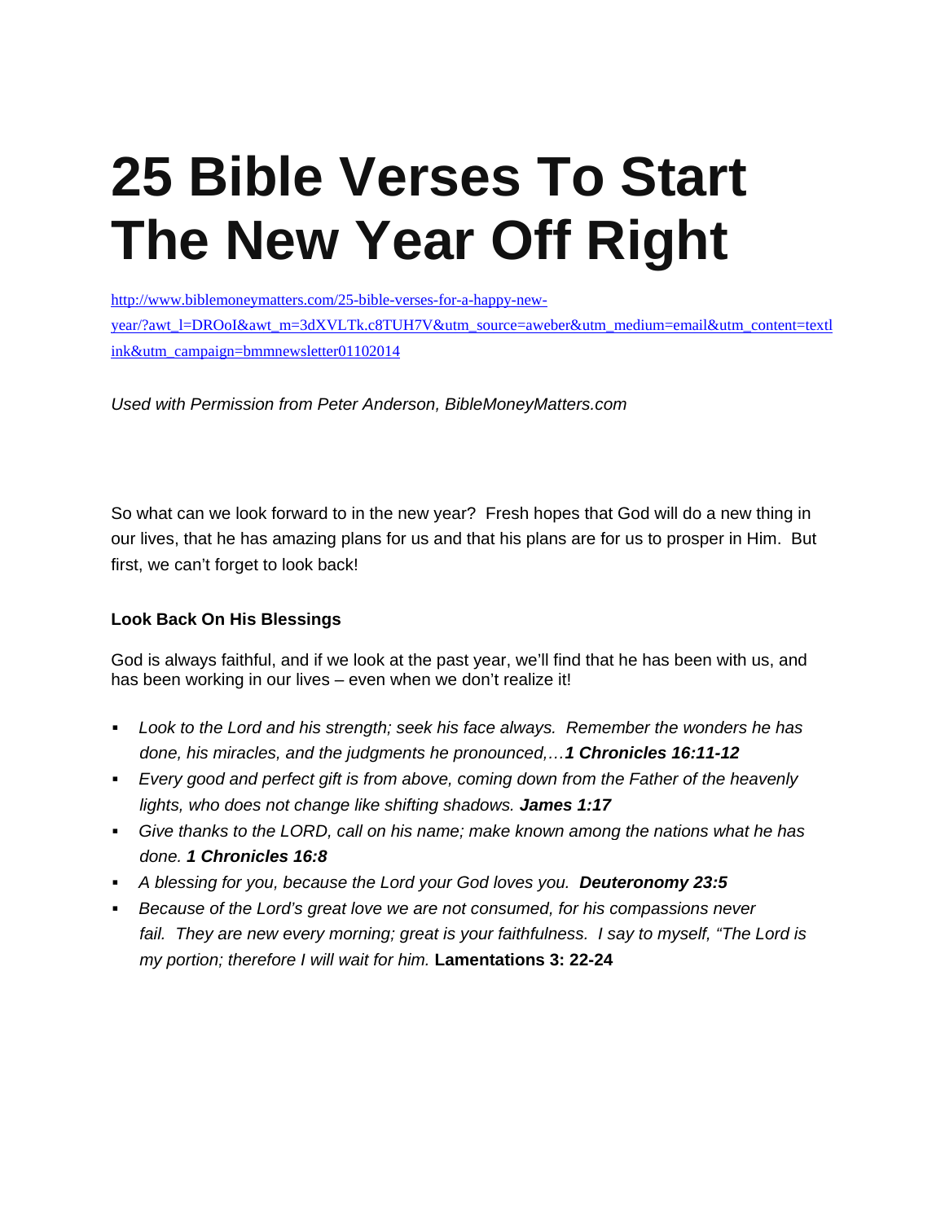# 25 Bible Verses To Start The New Year Off Right

http://www.biblemoneymatters.com/25-bible-verses-for-a-happy-new-year/?awt_l=DROoI&awt_m=3dXVLTk.c8TUH7V&utm_source=aweber&utm_medium=email&utm_content=textlink&utm_campaign=bmmnewsletter01102014

*Used with Permission from Peter Anderson, BibleMoneyMatters.com*

So what can we look forward to in the new year? Fresh hopes that God will do a new thing in our lives, that he has amazing plans for us and that his plans are for us to prosper in Him. But first, we can't forget to look back!

**Look Back On His Blessings**

God is always faithful, and if we look at the past year, we'll find that he has been with us, and has been working in our lives – even when we don't realize it!

- *Look to the Lord and his strength; seek his face always. Remember the wonders he has done, his miracles, and the judgments he pronounced,…**1 Chronicles 16:11-12***
- *Every good and perfect gift is from above, coming down from the Father of the heavenly lights, who does not change like shifting shadows. **James 1:17***
- *Give thanks to the LORD, call on his name; make known among the nations what he has done. **1 Chronicles 16:8***
- *A blessing for you, because the Lord your God loves you. **Deuteronomy 23:5***
- *Because of the Lord's great love we are not consumed, for his compassions never fail. They are new every morning; great is your faithfulness. I say to myself, "The Lord is my portion; therefore I will wait for him.* **Lamentations 3: 22-24**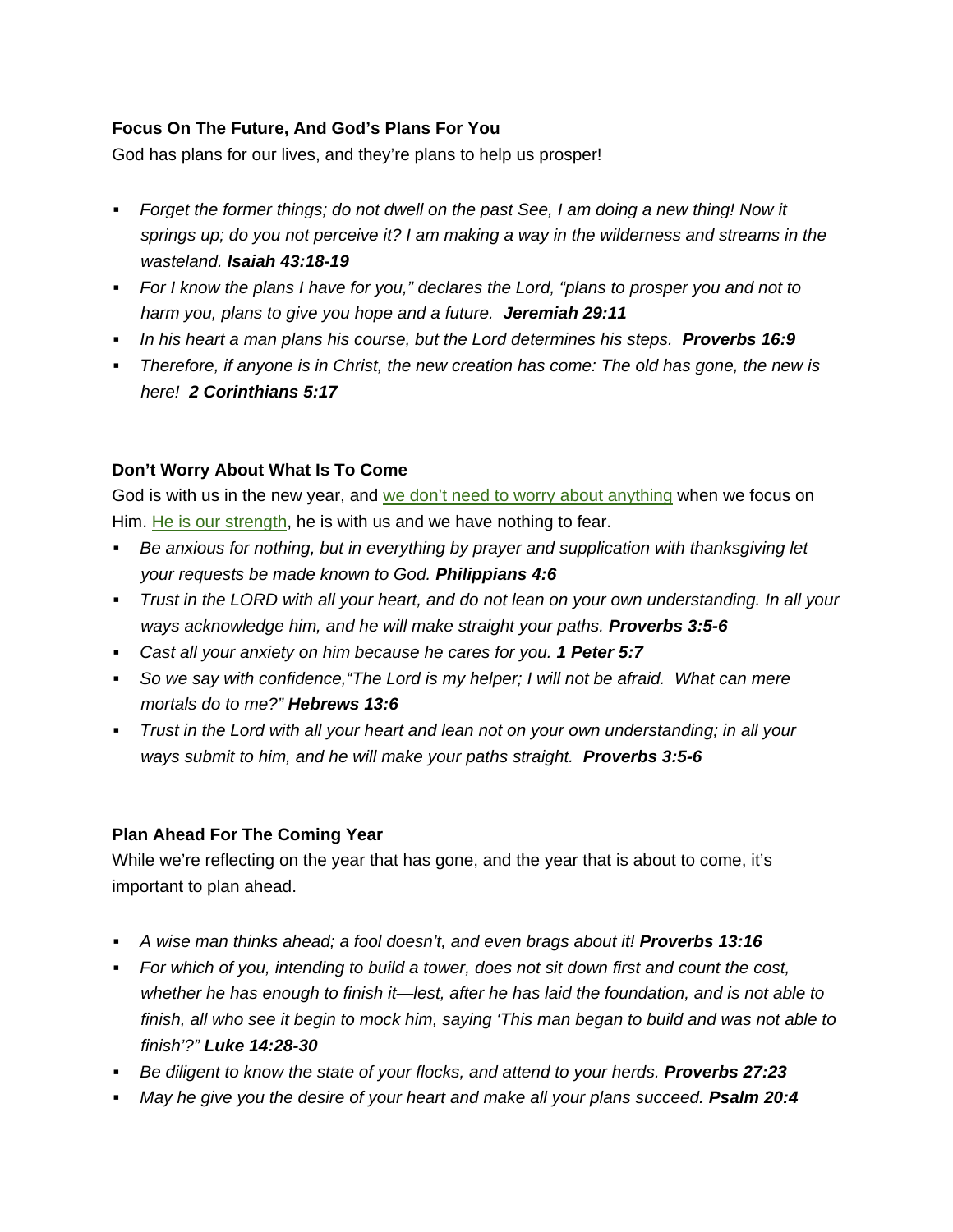**Focus On The Future, And God's Plans For You**

God has plans for our lives, and they're plans to help us prosper!

- *Forget the former things; do not dwell on the past See, I am doing a new thing! Now it springs up; do you not perceive it? I am making a way in the wilderness and streams in the wasteland.* ***Isaiah 43:18-19***
- *For I know the plans I have for you," declares the Lord, "plans to prosper you and not to harm you, plans to give you hope and a future.* ***Jeremiah 29:11***
- *In his heart a man plans his course, but the Lord determines his steps.* ***Proverbs 16:9***
- *Therefore, if anyone is in Christ, the new creation has come: The old has gone, the new is here!* ***2 Corinthians 5:17***

**Don't Worry About What Is To Come**

God is with us in the new year, and we don't need to worry about anything when we focus on Him. He is our strength, he is with us and we have nothing to fear.

- *Be anxious for nothing, but in everything by prayer and supplication with thanksgiving let your requests be made known to God.* ***Philippians 4:6***
- *Trust in the LORD with all your heart, and do not lean on your own understanding. In all your ways acknowledge him, and he will make straight your paths.* ***Proverbs 3:5-6***
- *Cast all your anxiety on him because he cares for you.* ***1 Peter 5:7***
- *So we say with confidence,"The Lord is my helper; I will not be afraid. What can mere mortals do to me?"* ***Hebrews 13:6***
- *Trust in the Lord with all your heart and lean not on your own understanding; in all your ways submit to him, and he will make your paths straight.* ***Proverbs 3:5-6***

**Plan Ahead For The Coming Year**

While we're reflecting on the year that has gone, and the year that is about to come, it's important to plan ahead.

- *A wise man thinks ahead; a fool doesn't, and even brags about it!* ***Proverbs 13:16***
- *For which of you, intending to build a tower, does not sit down first and count the cost, whether he has enough to finish it—lest, after he has laid the foundation, and is not able to finish, all who see it begin to mock him, saying 'This man began to build and was not able to finish'?"* ***Luke 14:28-30***
- *Be diligent to know the state of your flocks, and attend to your herds.* ***Proverbs 27:23***
- *May he give you the desire of your heart and make all your plans succeed.* ***Psalm 20:4***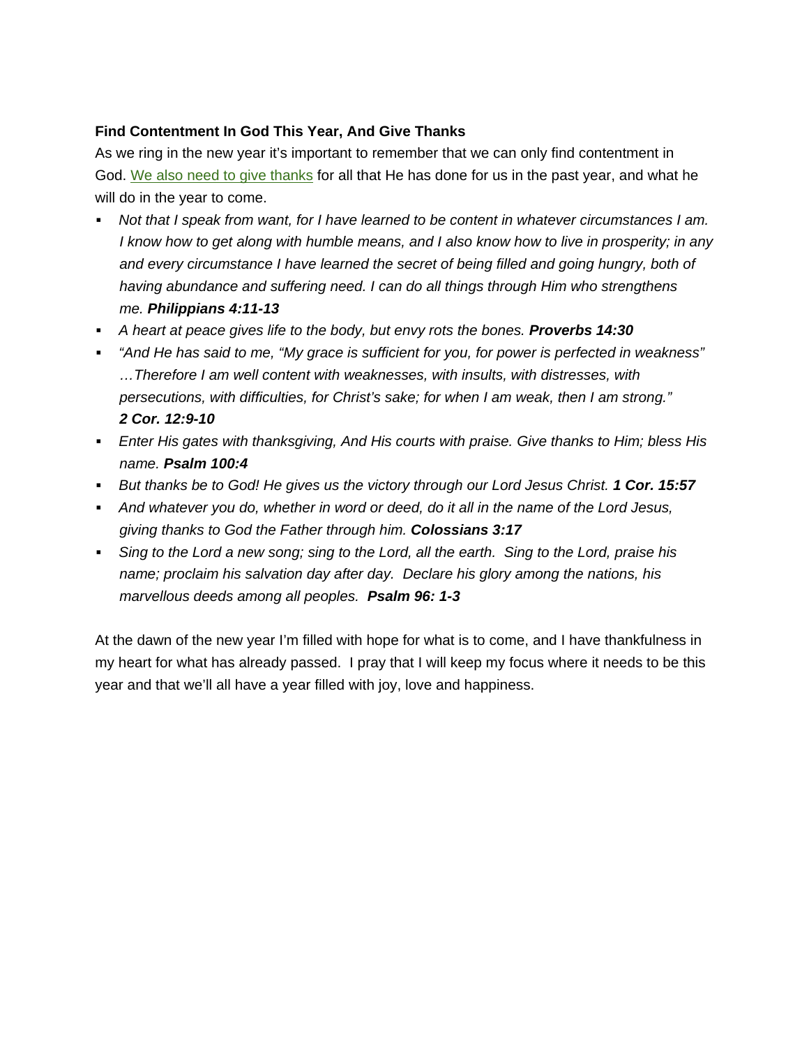**Find Contentment In God This Year, And Give Thanks**

As we ring in the new year it's important to remember that we can only find contentment in God. We also need to give thanks for all that He has done for us in the past year, and what he will do in the year to come.

- *Not that I speak from want, for I have learned to be content in whatever circumstances I am. I know how to get along with humble means, and I also know how to live in prosperity; in any and every circumstance I have learned the secret of being filled and going hungry, both of having abundance and suffering need. I can do all things through Him who strengthens me.* ***Philippians 4:11-13***
- *A heart at peace gives life to the body, but envy rots the bones.* ***Proverbs 14:30***
- *"And He has said to me, "My grace is sufficient for you, for power is perfected in weakness" …Therefore I am well content with weaknesses, with insults, with distresses, with persecutions, with difficulties, for Christ's sake; for when I am weak, then I am strong."* ***2 Cor. 12:9-10***
- *Enter His gates with thanksgiving, And His courts with praise. Give thanks to Him; bless His name.* ***Psalm 100:4***
- *But thanks be to God! He gives us the victory through our Lord Jesus Christ.* ***1 Cor. 15:57***
- *And whatever you do, whether in word or deed, do it all in the name of the Lord Jesus, giving thanks to God the Father through him.* ***Colossians 3:17***
- *Sing to the Lord a new song; sing to the Lord, all the earth. Sing to the Lord, praise his name; proclaim his salvation day after day. Declare his glory among the nations, his marvellous deeds among all peoples.* ***Psalm 96: 1-3***

At the dawn of the new year I'm filled with hope for what is to come, and I have thankfulness in my heart for what has already passed. I pray that I will keep my focus where it needs to be this year and that we'll all have a year filled with joy, love and happiness.